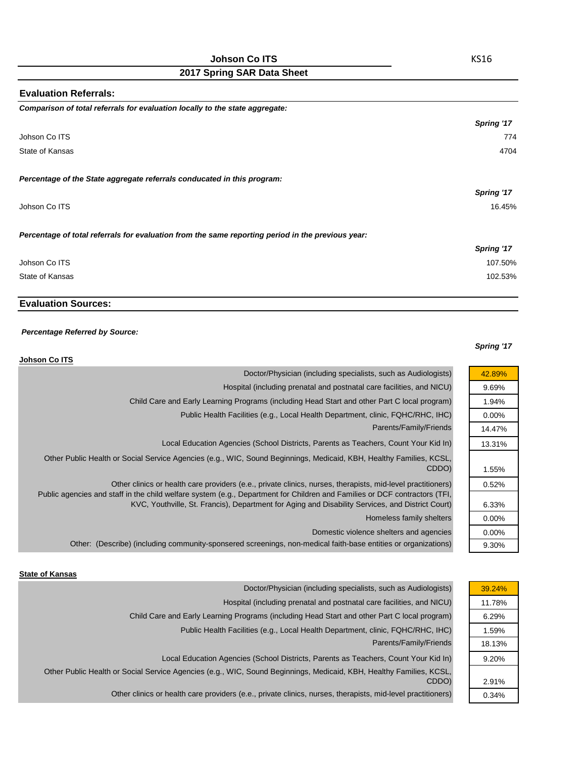# Johson Co ITS

KS16

## 2017 Spring SAR Data Sheet

### Evaluation Referrals:

***Comparison of total referrals for evaluation locally to the state aggregate:***

| | *Spring '17* |
|---|---|
| Johson Co ITS | 774 |
| State of Kansas | 4704 |

***Percentage of the State aggregate referrals conducated in this program:***

| | *Spring '17* |
|---|---|
| Johson Co ITS | 16.45% |

***Percentage of total referrals for evaluation from the same reporting period in the previous year:***

| | *Spring '17* |
|---|---|
| Johson Co ITS | 107.50% |
| State of Kansas | 102.53% |

### Evaluation Sources:

***Percentage Referred by Source:***

**Johson Co ITS**

| Source | *Spring '17* |
|---|---|
| Doctor/Physician (including specialists, such as Audiologists) | 42.89% |
| Hospital (including prenatal and postnatal care facilities, and NICU) | 9.69% |
| Child Care and Early Learning Programs (including Head Start and other Part C local program) | 1.94% |
| Public Health Facilities (e.g., Local Health Department, clinic, FQHC/RHC, IHC) | 0.00% |
| Parents/Family/Friends | 14.47% |
| Local Education Agencies (School Districts, Parents as Teachers, Count Your Kid In) | 13.31% |
| Other Public Health or Social Service Agencies (e.g., WIC, Sound Beginnings, Medicaid, KBH, Healthy Families, KCSL, CDDO) | 1.55% |
| Other clinics or health care providers (e.e., private clinics, nurses, therapists, mid-level practitioners) | 0.52% |
| Public agencies and staff in the child welfare system (e.g., Department for Children and Families or DCF contractors (TFI, KVC, Youthville, St. Francis), Department for Aging and Disability Services, and District Court) | 6.33% |
| Homeless family shelters | 0.00% |
| Domestic violence shelters and agencies | 0.00% |
| Other: (Describe) (including community-sponsered screenings, non-medical faith-base entities or organizations) | 9.30% |

**State of Kansas**

| Source | *Spring '17* |
|---|---|
| Doctor/Physician (including specialists, such as Audiologists) | 39.24% |
| Hospital (including prenatal and postnatal care facilities, and NICU) | 11.78% |
| Child Care and Early Learning Programs (including Head Start and other Part C local program) | 6.29% |
| Public Health Facilities (e.g., Local Health Department, clinic, FQHC/RHC, IHC) | 1.59% |
| Parents/Family/Friends | 18.13% |
| Local Education Agencies (School Districts, Parents as Teachers, Count Your Kid In) | 9.20% |
| Other Public Health or Social Service Agencies (e.g., WIC, Sound Beginnings, Medicaid, KBH, Healthy Families, KCSL, CDDO) | 2.91% |
| Other clinics or health care providers (e.e., private clinics, nurses, therapists, mid-level practitioners) | 0.34% |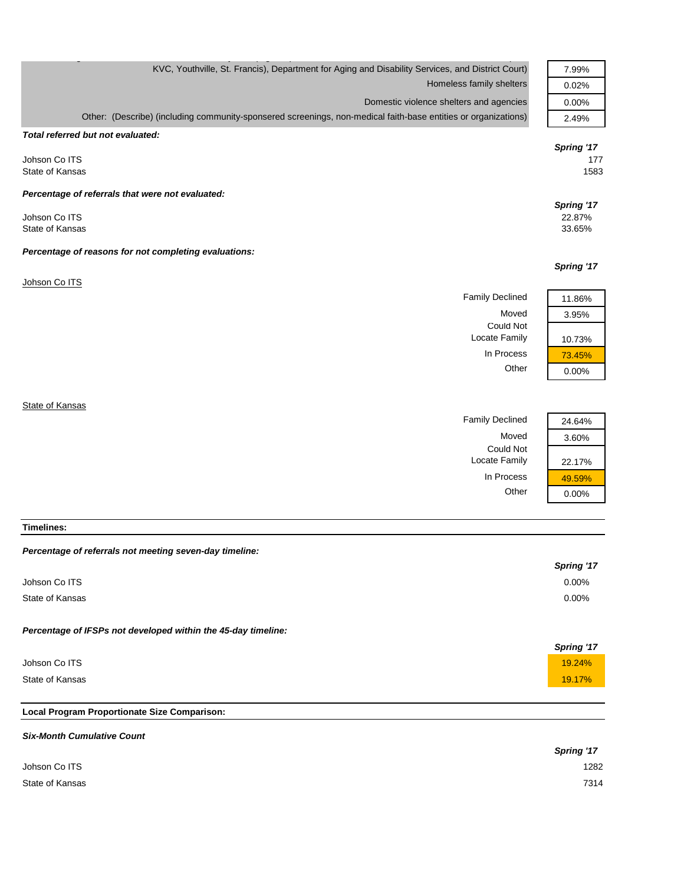| | |
|---|---|
| KVC, Youthville, St. Francis), Department for Aging and Disability Services, and District Court) | 7.99% |
| Homeless family shelters | 0.02% |
| Domestic violence shelters and agencies | 0.00% |
| Other: (Describe) (including community-sponsered screenings, non-medical faith-base entities or organizations) | 2.49% |

***Total referred but not evaluated:***

| | Spring '17 |
|---|---|
| Johson Co ITS | 177 |
| State of Kansas | 1583 |

***Percentage of referrals that were not evaluated:***

| | Spring '17 |
|---|---|
| Johson Co ITS | 22.87% |
| State of Kansas | 33.65% |

***Percentage of reasons for not completing evaluations:***

Johson Co ITS

| | Spring '17 |
|---|---|
| Family Declined | 11.86% |
| Moved | 3.95% |
| Could Not Locate Family | 10.73% |
| In Process | 73.45% |
| Other | 0.00% |

State of Kansas

| | Spring '17 |
|---|---|
| Family Declined | 24.64% |
| Moved | 3.60% |
| Could Not Locate Family | 22.17% |
| In Process | 49.59% |
| Other | 0.00% |

**Timelines:**

***Percentage of referrals not meeting seven-day timeline:***

| | Spring '17 |
|---|---|
| Johson Co ITS | 0.00% |
| State of Kansas | 0.00% |

***Percentage of IFSPs not developed within the 45-day timeline:***

| | Spring '17 |
|---|---|
| Johson Co ITS | 19.24% |
| State of Kansas | 19.17% |

**Local Program Proportionate Size Comparison:**

***Six-Month Cumulative Count***

| | Spring '17 |
|---|---|
| Johson Co ITS | 1282 |
| State of Kansas | 7314 |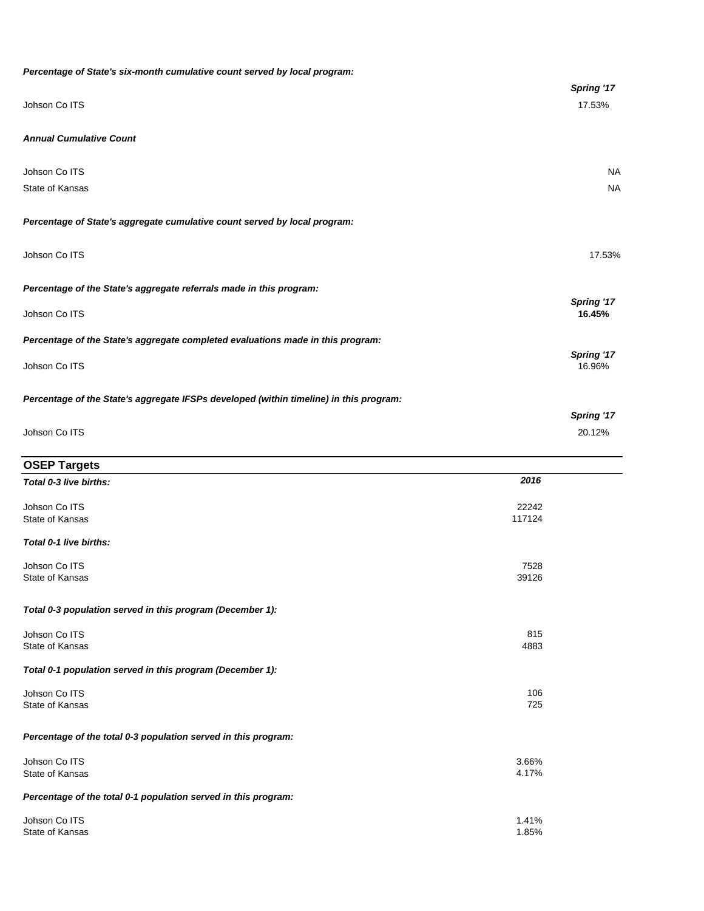***Percentage of State's six-month cumulative count served by local program:***

| | ***Spring '17*** |
|---|---|
| Johson Co ITS | 17.53% |

***Annual Cumulative Count***

| | |
|---|---|
| Johson Co ITS | NA |
| State of Kansas | NA |

***Percentage of State's aggregate cumulative count served by local program:***

| | |
|---|---|
| Johson Co ITS | 17.53% |

***Percentage of the State's aggregate referrals made in this program:***

| | ***Spring '17*** |
|---|---|
| Johson Co ITS | **16.45%** |

***Percentage of the State's aggregate completed evaluations made in this program:***

| | ***Spring '17*** |
|---|---|
| Johson Co ITS | 16.96% |

***Percentage of the State's aggregate IFSPs developed (within timeline) in this program:***

| | ***Spring '17*** |
|---|---|
| Johson Co ITS | 20.12% |

## OSEP Targets

***Total 0-3 live births:***

| | ***2016*** |
|---|---|
| Johson Co ITS | 22242 |
| State of Kansas | 117124 |

***Total 0-1 live births:***

| | |
|---|---|
| Johson Co ITS | 7528 |
| State of Kansas | 39126 |

***Total 0-3 population served in this program (December 1):***

| | |
|---|---|
| Johson Co ITS | 815 |
| State of Kansas | 4883 |

***Total 0-1 population served in this program (December 1):***

| | |
|---|---|
| Johson Co ITS | 106 |
| State of Kansas | 725 |

***Percentage of the total 0-3 population served in this program:***

| | |
|---|---|
| Johson Co ITS | 3.66% |
| State of Kansas | 4.17% |

***Percentage of the total 0-1 population served in this program:***

| | |
|---|---|
| Johson Co ITS | 1.41% |
| State of Kansas | 1.85% |